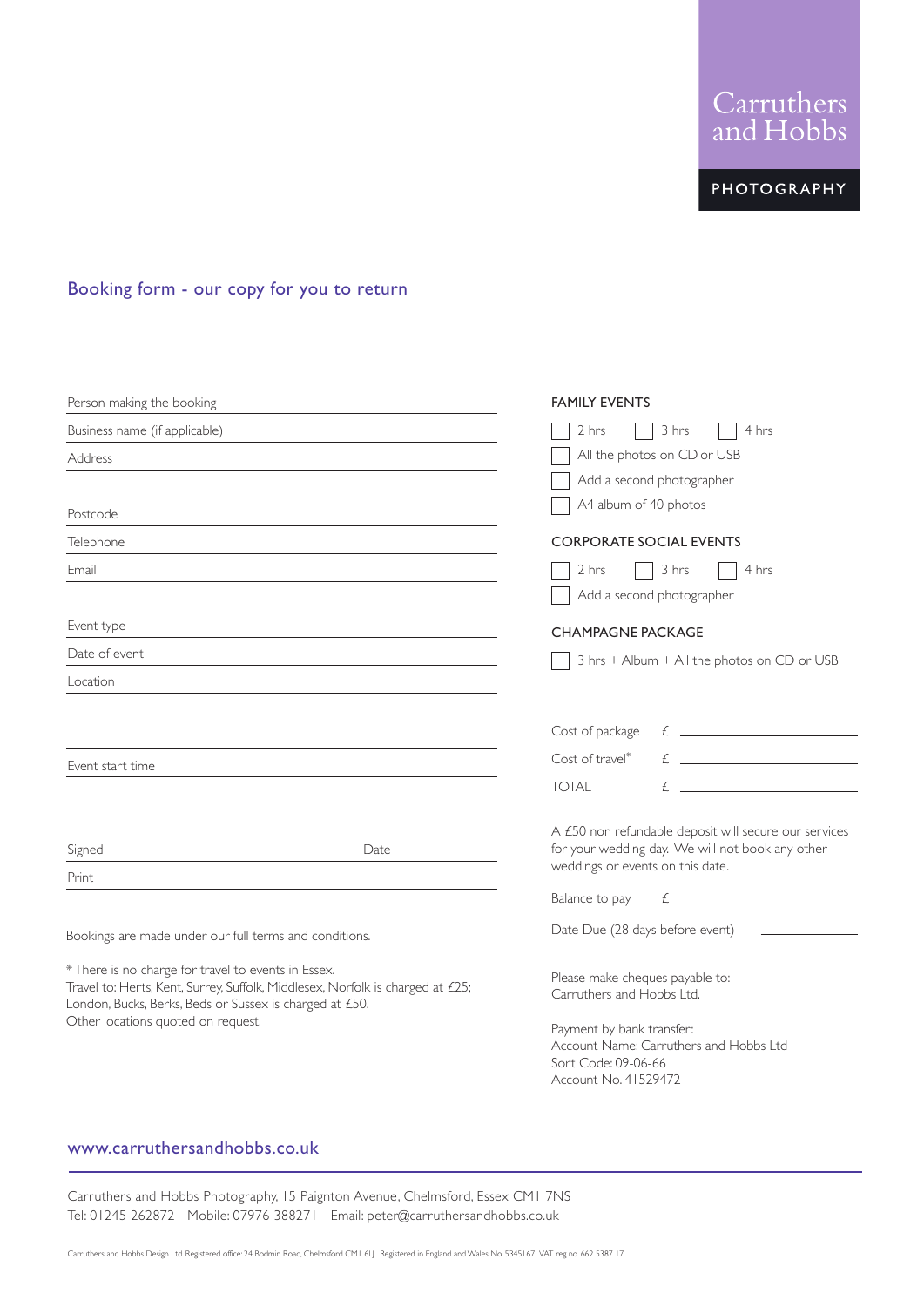Carruthers and Hobbs

PHOTOGRAPHY

## Booking form - our copy for you to return

Person making the booking

Business name (if applicable)

Address

Postcode

Telephone

Email

Event type

Date of event

Location

Event start time

Signed                                        Date

Print

Bookings are made under our full terms and conditions.

*There is no charge for travel to events in Essex.
Travel to: Herts, Kent, Surrey, Suffolk, Middlesex, Norfolk is charged at £25;
London, Bucks, Berks, Beds or Sussex is charged at £50.
Other locations quoted on request.

### FAMILY EVENTS

- [ ] 2 hrs   - [ ] 3 hrs   - [ ] 4 hrs
- [ ] All the photos on CD or USB
- [ ] Add a second photographer
- [ ] A4 album of 40 photos

### CORPORATE SOCIAL EVENTS

- [ ] 2 hrs   - [ ] 3 hrs   - [ ] 4 hrs
- [ ] Add a second photographer

### CHAMPAGNE PACKAGE

- [ ] 3 hrs + Album + All the photos on CD or USB

Cost of package £ ____________

Cost of travel* £ ____________

TOTAL £ ____________

A £50 non refundable deposit will secure our services for your wedding day. We will not book any other weddings or events on this date.

Balance to pay £ ____________

Date Due (28 days before event) ____________

Please make cheques payable to:
Carruthers and Hobbs Ltd.

Payment by bank transfer:
Account Name: Carruthers and Hobbs Ltd
Sort Code: 09-06-66
Account No. 41529472

www.carruthersandhobbs.co.uk

Carruthers and Hobbs Photography, 15 Paignton Avenue, Chelmsford, Essex CM1 7NS
Tel: 01245 262872   Mobile: 07976 388271   Email: peter@carruthersandhobbs.co.uk

Carruthers and Hobbs Design Ltd. Registered office: 24 Bodmin Road, Chelmsford CM1 6LJ. Registered in England and Wales No. 5345167. VAT reg no. 662 5387 17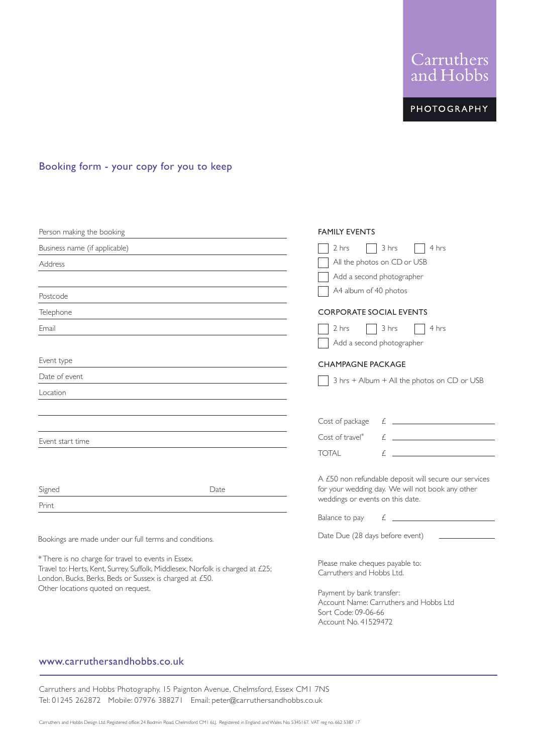Carruthers and Hobbs

PHOTOGRAPHY

## Booking form - your copy for you to keep

Person making the booking

Business name (if applicable)

Address

Postcode

Telephone

Email

Event type

Date of event

Location

Event start time

Signed Date

Print

Bookings are made under our full terms and conditions.

*There is no charge for travel to events in Essex.
Travel to: Herts, Kent, Surrey, Suffolk, Middlesex, Norfolk is charged at £25;
London, Bucks, Berks, Beds or Sussex is charged at £50.
Other locations quoted on request.

### FAMILY EVENTS

- [ ] 2 hrs
- [ ] 3 hrs
- [ ] 4 hrs
- [ ] All the photos on CD or USB
- [ ] Add a second photographer
- [ ] A4 album of 40 photos

### CORPORATE SOCIAL EVENTS

- [ ] 2 hrs
- [ ] 3 hrs
- [ ] 4 hrs
- [ ] Add a second photographer

### CHAMPAGNE PACKAGE

- [ ] 3 hrs + Album + All the photos on CD or USB

Cost of package £ \_\_\_\_\_\_\_\_\_\_

Cost of travel* £ \_\_\_\_\_\_\_\_\_\_

TOTAL £ \_\_\_\_\_\_\_\_\_\_

A £50 non refundable deposit will secure our services for your wedding day. We will not book any other weddings or events on this date.

Balance to pay £ \_\_\_\_\_\_\_\_\_\_

Date Due (28 days before event) \_\_\_\_\_\_\_\_\_\_

Please make cheques payable to:
Carruthers and Hobbs Ltd.

Payment by bank transfer:
Account Name: Carruthers and Hobbs Ltd
Sort Code: 09-06-66
Account No. 41529472

www.carruthersandhobbs.co.uk

Carruthers and Hobbs Photography, 15 Paignton Avenue, Chelmsford, Essex CM1 7NS
Tel: 01245 262872 Mobile: 07976 388271 Email: peter@carruthersandhobbs.co.uk

Carruthers and Hobbs Design Ltd. Registered office: 24 Bodmin Road, Chelmsford CM1 6LJ. Registered in England and Wales No. 5345167. VAT reg no. 662 5387 17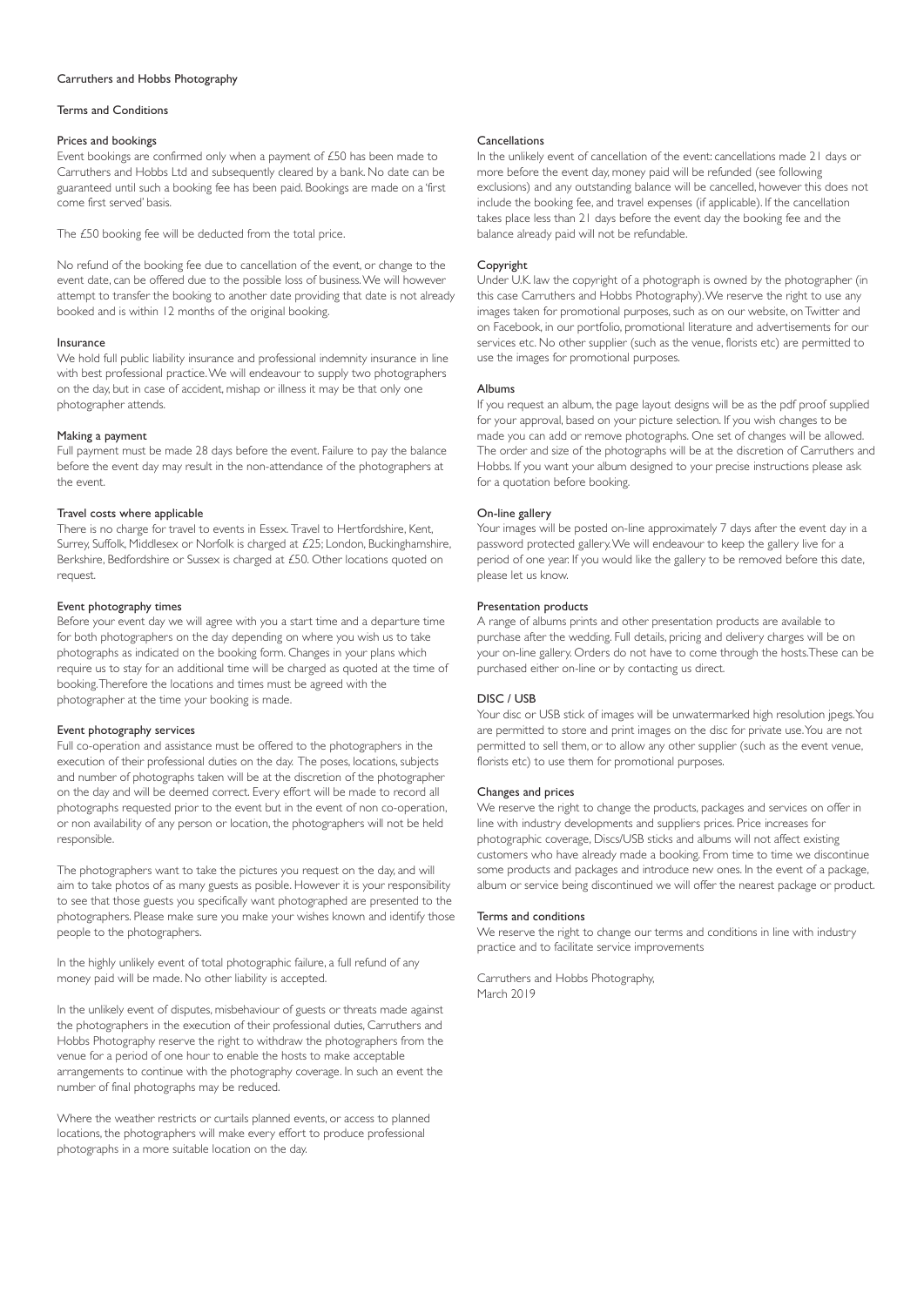# Carruthers and Hobbs Photography

## Terms and Conditions

### Prices and bookings

Event bookings are confirmed only when a payment of £50 has been made to Carruthers and Hobbs Ltd and subsequently cleared by a bank. No date can be guaranteed until such a booking fee has been paid. Bookings are made on a 'first come first served' basis.

The £50 booking fee will be deducted from the total price.

No refund of the booking fee due to cancellation of the event, or change to the event date, can be offered due to the possible loss of business. We will however attempt to transfer the booking to another date providing that date is not already booked and is within 12 months of the original booking.

### Insurance

We hold full public liability insurance and professional indemnity insurance in line with best professional practice. We will endeavour to supply two photographers on the day, but in case of accident, mishap or illness it may be that only one photographer attends.

### Making a payment

Full payment must be made 28 days before the event. Failure to pay the balance before the event day may result in the non-attendance of the photographers at the event.

### Travel costs where applicable

There is no charge for travel to events in Essex. Travel to Hertfordshire, Kent, Surrey, Suffolk, Middlesex or Norfolk is charged at £25; London, Buckinghamshire, Berkshire, Bedfordshire or Sussex is charged at £50. Other locations quoted on request.

### Event photography times

Before your event day we will agree with you a start time and a departure time for both photographers on the day depending on where you wish us to take photographs as indicated on the booking form. Changes in your plans which require us to stay for an additional time will be charged as quoted at the time of booking. Therefore the locations and times must be agreed with the photographer at the time your booking is made.

### Event photography services

Full co-operation and assistance must be offered to the photographers in the execution of their professional duties on the day. The poses, locations, subjects and number of photographs taken will be at the discretion of the photographer on the day and will be deemed correct. Every effort will be made to record all photographs requested prior to the event but in the event of non co-operation, or non availability of any person or location, the photographers will not be held responsible.

The photographers want to take the pictures you request on the day, and will aim to take photos of as many guests as posible. However it is your responsibility to see that those guests you specifically want photographed are presented to the photographers. Please make sure you make your wishes known and identify those people to the photographers.

In the highly unlikely event of total photographic failure, a full refund of any money paid will be made. No other liability is accepted.

In the unlikely event of disputes, misbehaviour of guests or threats made against the photographers in the execution of their professional duties, Carruthers and Hobbs Photography reserve the right to withdraw the photographers from the venue for a period of one hour to enable the hosts to make acceptable arrangements to continue with the photography coverage. In such an event the number of final photographs may be reduced.

Where the weather restricts or curtails planned events, or access to planned locations, the photographers will make every effort to produce professional photographs in a more suitable location on the day.

### Cancellations

In the unlikely event of cancellation of the event: cancellations made 21 days or more before the event day, money paid will be refunded (see following exclusions) and any outstanding balance will be cancelled, however this does not include the booking fee, and travel expenses (if applicable). If the cancellation takes place less than 21 days before the event day the booking fee and the balance already paid will not be refundable.

### Copyright

Under U.K. law the copyright of a photograph is owned by the photographer (in this case Carruthers and Hobbs Photography). We reserve the right to use any images taken for promotional purposes, such as on our website, on Twitter and on Facebook, in our portfolio, promotional literature and advertisements for our services etc. No other supplier (such as the venue, florists etc) are permitted to use the images for promotional purposes.

### Albums

If you request an album, the page layout designs will be as the pdf proof supplied for your approval, based on your picture selection. If you wish changes to be made you can add or remove photographs. One set of changes will be allowed. The order and size of the photographs will be at the discretion of Carruthers and Hobbs. If you want your album designed to your precise instructions please ask for a quotation before booking.

### On-line gallery

Your images will be posted on-line approximately 7 days after the event day in a password protected gallery. We will endeavour to keep the gallery live for a period of one year. If you would like the gallery to be removed before this date, please let us know.

### Presentation products

A range of albums prints and other presentation products are available to purchase after the wedding. Full details, pricing and delivery charges will be on your on-line gallery. Orders do not have to come through the hosts. These can be purchased either on-line or by contacting us direct.

### DISC / USB

Your disc or USB stick of images will be unwatermarked high resolution jpegs. You are permitted to store and print images on the disc for private use. You are not permitted to sell them, or to allow any other supplier (such as the event venue, florists etc) to use them for promotional purposes.

### Changes and prices

We reserve the right to change the products, packages and services on offer in line with industry developments and suppliers prices. Price increases for photographic coverage, Discs/USB sticks and albums will not affect existing customers who have already made a booking. From time to time we discontinue some products and packages and introduce new ones. In the event of a package, album or service being discontinued we will offer the nearest package or product.

### Terms and conditions

We reserve the right to change our terms and conditions in line with industry practice and to facilitate service improvements

Carruthers and Hobbs Photography,
March 2019